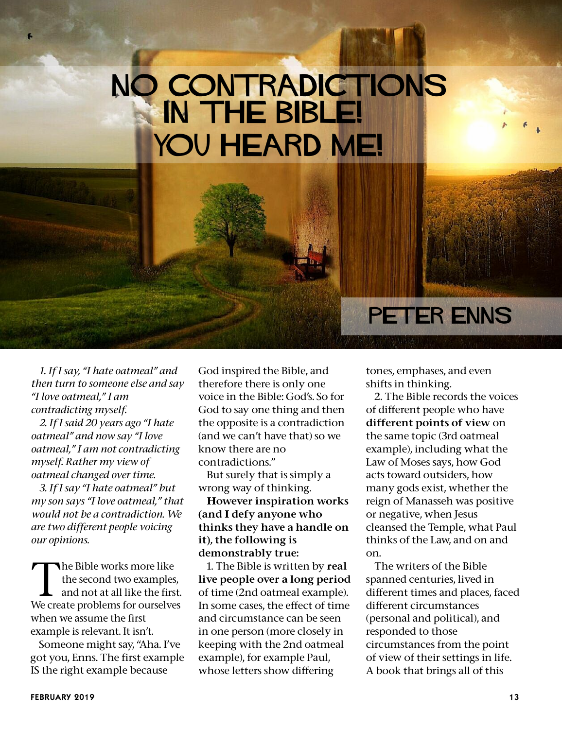# NO CONTRADICTIONS IN THE BIBLE! YOU HEARD ME!

## PETER ENNS

*1. If I say, "I hate oatmeal" and then turn to someone else and say "I love oatmeal," I am contradicting myself.*

*2. If I said 20 years ago "I hate oatmeal" and now say "I love oatmeal," I am not contradicting myself. Rather my view of oatmeal changed over time.*

*3. If I say "I hate oatmeal" but my son says "I love oatmeal," that would not be a contradiction. We are two different people voicing our opinions.*

The Bible works more like the second two examples, and not at all like the first. We create problems for ourselves when we assume the first example is relevant. It isn't.

Someone might say, "Aha. I've got you, Enns. The first example IS the right example because God inspired the Bible, and therefore there is only one voice in the Bible: God's. So for God to say one thing and then the opposite is a contradiction (and we can't have that) so we know there are no contradictions."

But surely that is simply a wrong way of thinking.

**However inspiration works (and I defy anyone who thinks they have a handle on it), the following is demonstrably true:**

1. The Bible is written by **real live people over a long period** of time (2nd oatmeal example). In some cases, the effect of time and circumstance can be seen in one person (more closely in keeping with the 2nd oatmeal example), for example Paul, whose letters show differing tones, emphases, and even shifts in thinking.

2. The Bible records the voices of different people who have **different points of view** on the same topic (3rd oatmeal example), including what the Law of Moses says, how God acts toward outsiders, how many gods exist, whether the reign of Manasseh was positive or negative, when Jesus cleansed the Temple, what Paul thinks of the Law, and on and on.

The writers of the Bible spanned centuries, lived in different times and places, faced different circumstances (personal and political), and responded to those circumstances from the point of view of their settings in life. A book that brings all of this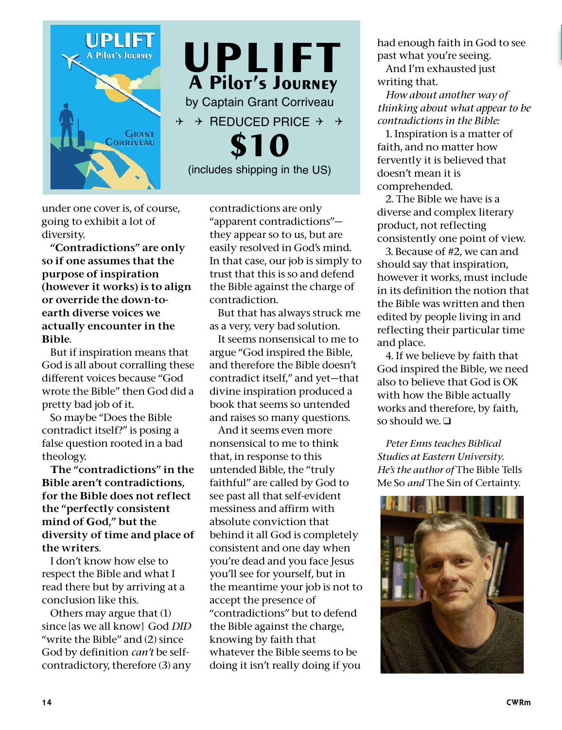# UPLIFT

## A Pilot's Journey

by Captain Grant Corriveau

✈ ✈ REDUCED PRICE ✈ ✈

**$10**

(includes shipping in the US)

under one cover is, of course, going to exhibit a lot of diversity.

**"Contradictions" are only so if one assumes that the purpose of inspiration (however it works) is to align or override the down-to-earth diverse voices we actually encounter in the Bible.**

But if inspiration means that God is all about corralling these different voices because "God wrote the Bible" then God did a pretty bad job of it.

So maybe "Does the Bible contradict itself?" is posing a false question rooted in a bad theology.

**The "contradictions" in the Bible aren't contradictions, for the Bible does not reflect the "perfectly consistent mind of God," but the diversity of time and place of the writers.**

I don't know how else to respect the Bible and what I read there but by arriving at a conclusion like this.

Others may argue that (1) since [as we all know] God *DID* "write the Bible" and (2) since God by definition *can't* be self-contradictory, therefore (3) any contradictions are only "apparent contradictions"—they appear so to us, but are easily resolved in God's mind. In that case, our job is simply to trust that this is so and defend the Bible against the charge of contradiction.

But that has always struck me as a very, very bad solution.

It seems nonsensical to me to argue "God inspired the Bible, and therefore the Bible doesn't contradict itself," and yet—that divine inspiration produced a book that seems so untended and raises so many questions.

And it seems even more nonsensical to me to think that, in response to this untended Bible, the "truly faithful" are called by God to see past all that self-evident messiness and affirm with absolute conviction that behind it all God is completely consistent and one day when you're dead and you face Jesus you'll see for yourself, but in the meantime your job is not to accept the presence of "contradictions" but to defend the Bible against the charge, knowing by faith that whatever the Bible seems to be doing it isn't really doing if you had enough faith in God to see past what you're seeing.

And I'm exhausted just writing that.

*How about another way of thinking about what appear to be contradictions in the Bible:*

1. Inspiration is a matter of faith, and no matter how fervently it is believed that doesn't mean it is comprehended.
2. The Bible we have is a diverse and complex literary product, not reflecting consistently one point of view.
3. Because of #2, we can and should say that inspiration, however it works, must include in its definition the notion that the Bible was written and then edited by people living in and reflecting their particular time and place.
4. If we believe by faith that God inspired the Bible, we need also to believe that God is OK with how the Bible actually works and therefore, by faith, so should we. ❑

*Peter Enns teaches Biblical Studies at Eastern University. He's the author of* The Bible Tells Me So *and* The Sin of Certainty.